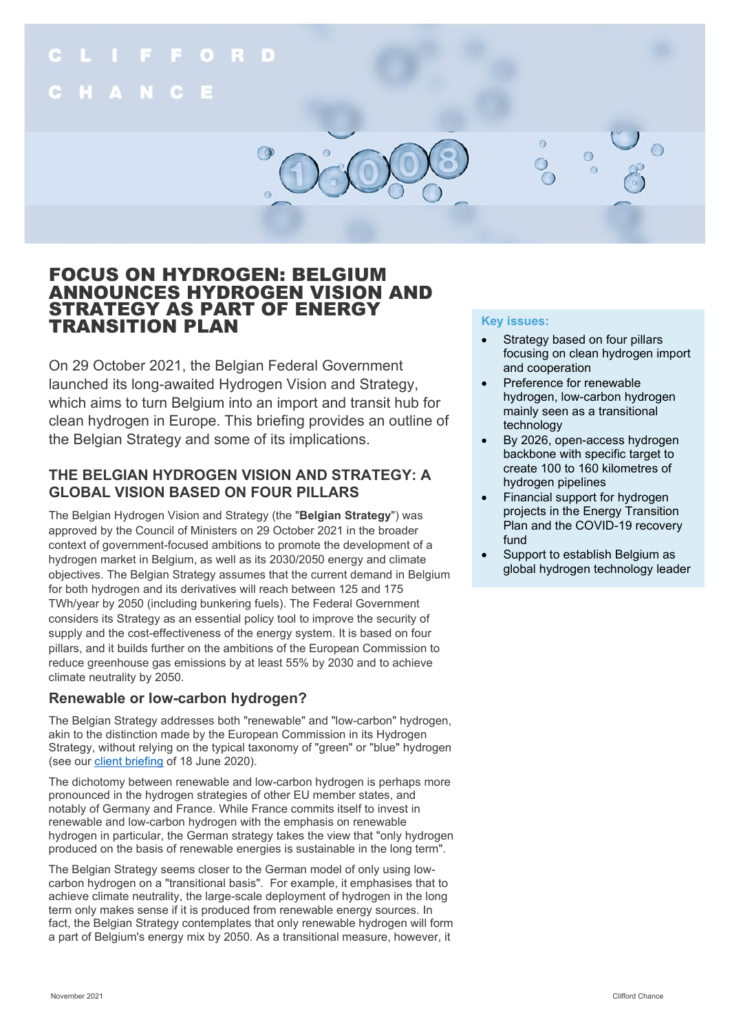# FOCUS ON HYDROGEN: BELGIUM ANNOUNCES HYDROGEN VISION AND STRATEGY AS PART OF ENERGY TRANSITION PLAN

On 29 October 2021, the Belgian Federal Government launched its long-awaited Hydrogen Vision and Strategy, which aims to turn Belgium into an import and transit hub for clean hydrogen in Europe. This briefing provides an outline of the Belgian Strategy and some of its implications.

**Key issues:**

- Strategy based on four pillars focusing on clean hydrogen import and cooperation
- Preference for renewable hydrogen, low-carbon hydrogen mainly seen as a transitional technology
- By 2026, open-access hydrogen backbone with specific target to create 100 to 160 kilometres of hydrogen pipelines
- Financial support for hydrogen projects in the Energy Transition Plan and the COVID-19 recovery fund
- Support to establish Belgium as global hydrogen technology leader

## THE BELGIAN HYDROGEN VISION AND STRATEGY: A GLOBAL VISION BASED ON FOUR PILLARS

The Belgian Hydrogen Vision and Strategy (the "**Belgian Strategy**") was approved by the Council of Ministers on 29 October 2021 in the broader context of government-focused ambitions to promote the development of a hydrogen market in Belgium, as well as its 2030/2050 energy and climate objectives. The Belgian Strategy assumes that the current demand in Belgium for both hydrogen and its derivatives will reach between 125 and 175 TWh/year by 2050 (including bunkering fuels). The Federal Government considers its Strategy as an essential policy tool to improve the security of supply and the cost-effectiveness of the energy system. It is based on four pillars, and it builds further on the ambitions of the European Commission to reduce greenhouse gas emissions by at least 55% by 2030 and to achieve climate neutrality by 2050.

### Renewable or low-carbon hydrogen?

The Belgian Strategy addresses both "renewable" and "low-carbon" hydrogen, akin to the distinction made by the European Commission in its Hydrogen Strategy, without relying on the typical taxonomy of "green" or "blue" hydrogen (see our client briefing of 18 June 2020).

The dichotomy between renewable and low-carbon hydrogen is perhaps more pronounced in the hydrogen strategies of other EU member states, and notably of Germany and France. While France commits itself to invest in renewable and low-carbon hydrogen with the emphasis on renewable hydrogen in particular, the German strategy takes the view that "only hydrogen produced on the basis of renewable energies is sustainable in the long term".

The Belgian Strategy seems closer to the German model of only using low-carbon hydrogen on a "transitional basis". For example, it emphasises that to achieve climate neutrality, the large-scale deployment of hydrogen in the long term only makes sense if it is produced from renewable energy sources. In fact, the Belgian Strategy contemplates that only renewable hydrogen will form a part of Belgium's energy mix by 2050. As a transitional measure, however, it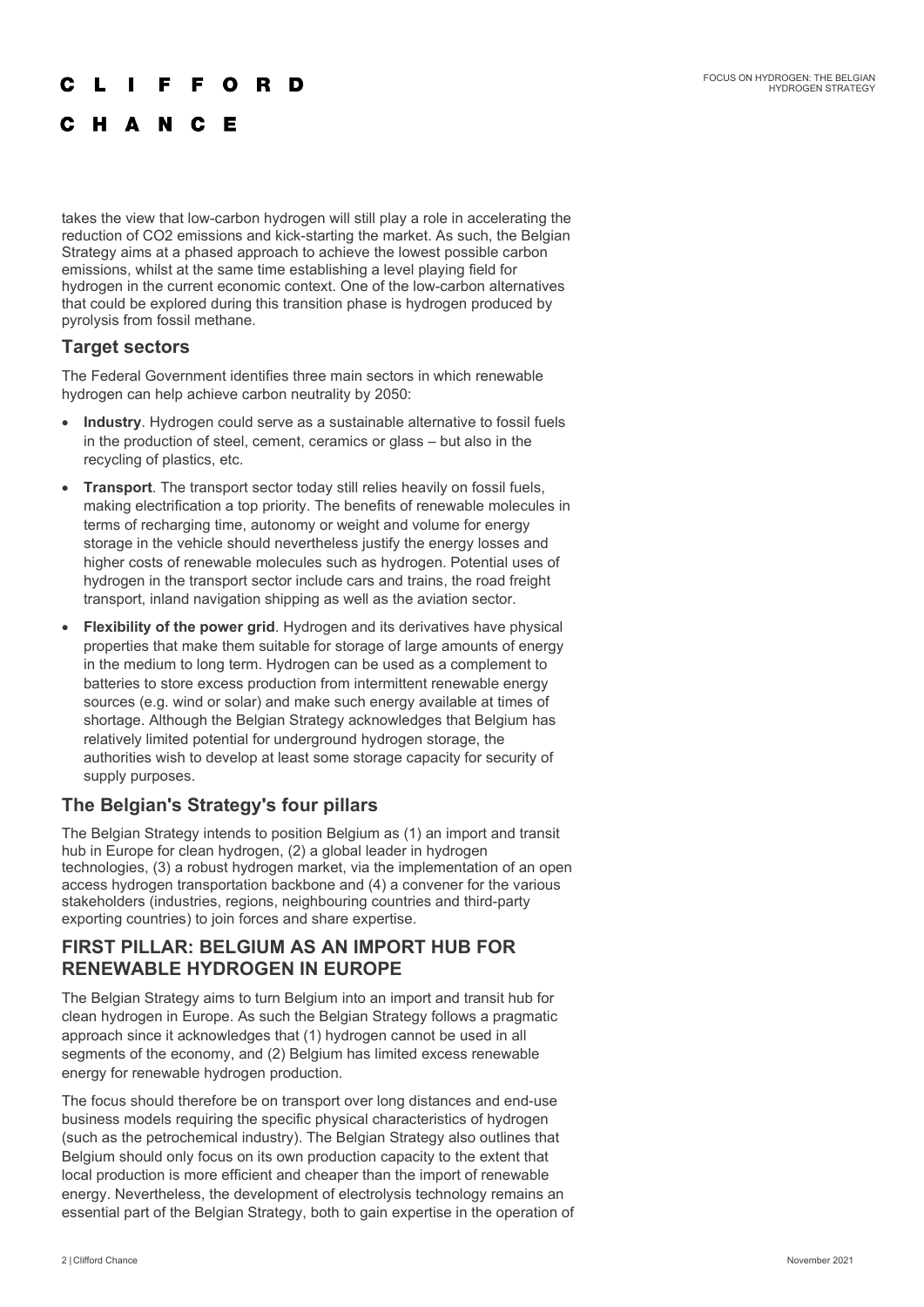takes the view that low-carbon hydrogen will still play a role in accelerating the reduction of $CO_2$ emissions and kick-starting the market. As such, the Belgian Strategy aims at a phased approach to achieve the lowest possible carbon emissions, whilst at the same time establishing a level playing field for hydrogen in the current economic context. One of the low-carbon alternatives that could be explored during this transition phase is hydrogen produced by pyrolysis from fossil methane.

## Target sectors

The Federal Government identifies three main sectors in which renewable hydrogen can help achieve carbon neutrality by 2050:

- **Industry**. Hydrogen could serve as a sustainable alternative to fossil fuels in the production of steel, cement, ceramics or glass – but also in the recycling of plastics, etc.
- **Transport**. The transport sector today still relies heavily on fossil fuels, making electrification a top priority. The benefits of renewable molecules in terms of recharging time, autonomy or weight and volume for energy storage in the vehicle should nevertheless justify the energy losses and higher costs of renewable molecules such as hydrogen. Potential uses of hydrogen in the transport sector include cars and trains, the road freight transport, inland navigation shipping as well as the aviation sector.
- **Flexibility of the power grid**. Hydrogen and its derivatives have physical properties that make them suitable for storage of large amounts of energy in the medium to long term. Hydrogen can be used as a complement to batteries to store excess production from intermittent renewable energy sources (e.g. wind or solar) and make such energy available at times of shortage. Although the Belgian Strategy acknowledges that Belgium has relatively limited potential for underground hydrogen storage, the authorities wish to develop at least some storage capacity for security of supply purposes.

## The Belgian's Strategy's four pillars

The Belgian Strategy intends to position Belgium as (1) an import and transit hub in Europe for clean hydrogen, (2) a global leader in hydrogen technologies, (3) a robust hydrogen market, via the implementation of an open access hydrogen transportation backbone and (4) a convener for the various stakeholders (industries, regions, neighbouring countries and third-party exporting countries) to join forces and share expertise.

## FIRST PILLAR: BELGIUM AS AN IMPORT HUB FOR RENEWABLE HYDROGEN IN EUROPE

The Belgian Strategy aims to turn Belgium into an import and transit hub for clean hydrogen in Europe. As such the Belgian Strategy follows a pragmatic approach since it acknowledges that (1) hydrogen cannot be used in all segments of the economy, and (2) Belgium has limited excess renewable energy for renewable hydrogen production.

The focus should therefore be on transport over long distances and end-use business models requiring the specific physical characteristics of hydrogen (such as the petrochemical industry). The Belgian Strategy also outlines that Belgium should only focus on its own production capacity to the extent that local production is more efficient and cheaper than the import of renewable energy. Nevertheless, the development of electrolysis technology remains an essential part of the Belgian Strategy, both to gain expertise in the operation of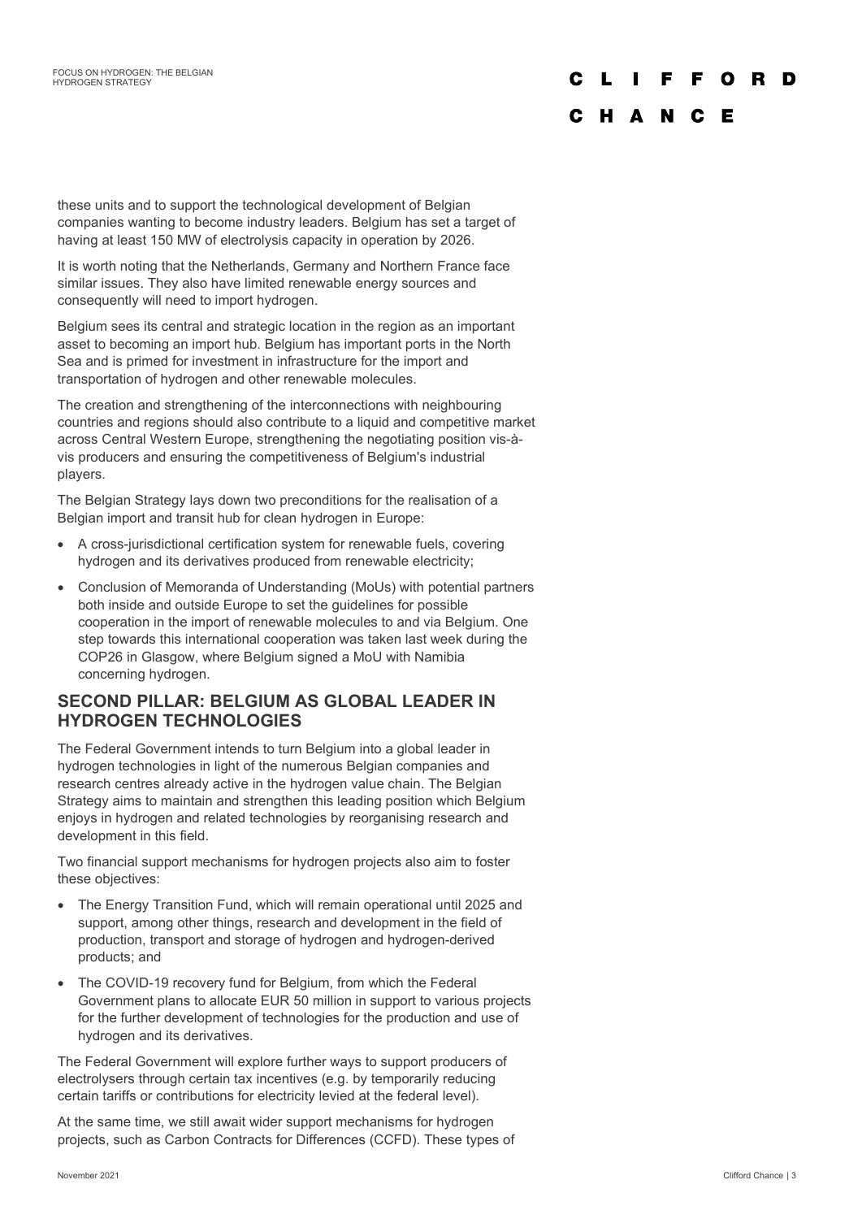these units and to support the technological development of Belgian companies wanting to become industry leaders. Belgium has set a target of having at least 150 MW of electrolysis capacity in operation by 2026.

It is worth noting that the Netherlands, Germany and Northern France face similar issues. They also have limited renewable energy sources and consequently will need to import hydrogen.

Belgium sees its central and strategic location in the region as an important asset to becoming an import hub. Belgium has important ports in the North Sea and is primed for investment in infrastructure for the import and transportation of hydrogen and other renewable molecules.

The creation and strengthening of the interconnections with neighbouring countries and regions should also contribute to a liquid and competitive market across Central Western Europe, strengthening the negotiating position vis-à-vis producers and ensuring the competitiveness of Belgium's industrial players.

The Belgian Strategy lays down two preconditions for the realisation of a Belgian import and transit hub for clean hydrogen in Europe:

- A cross-jurisdictional certification system for renewable fuels, covering hydrogen and its derivatives produced from renewable electricity;
- Conclusion of Memoranda of Understanding (MoUs) with potential partners both inside and outside Europe to set the guidelines for possible cooperation in the import of renewable molecules to and via Belgium. One step towards this international cooperation was taken last week during the COP26 in Glasgow, where Belgium signed a MoU with Namibia concerning hydrogen.

## SECOND PILLAR: BELGIUM AS GLOBAL LEADER IN HYDROGEN TECHNOLOGIES

The Federal Government intends to turn Belgium into a global leader in hydrogen technologies in light of the numerous Belgian companies and research centres already active in the hydrogen value chain. The Belgian Strategy aims to maintain and strengthen this leading position which Belgium enjoys in hydrogen and related technologies by reorganising research and development in this field.

Two financial support mechanisms for hydrogen projects also aim to foster these objectives:

- The Energy Transition Fund, which will remain operational until 2025 and support, among other things, research and development in the field of production, transport and storage of hydrogen and hydrogen-derived products; and
- The COVID-19 recovery fund for Belgium, from which the Federal Government plans to allocate EUR 50 million in support to various projects for the further development of technologies for the production and use of hydrogen and its derivatives.

The Federal Government will explore further ways to support producers of electrolysers through certain tax incentives (e.g. by temporarily reducing certain tariffs or contributions for electricity levied at the federal level).

At the same time, we still await wider support mechanisms for hydrogen projects, such as Carbon Contracts for Differences (CCFD). These types of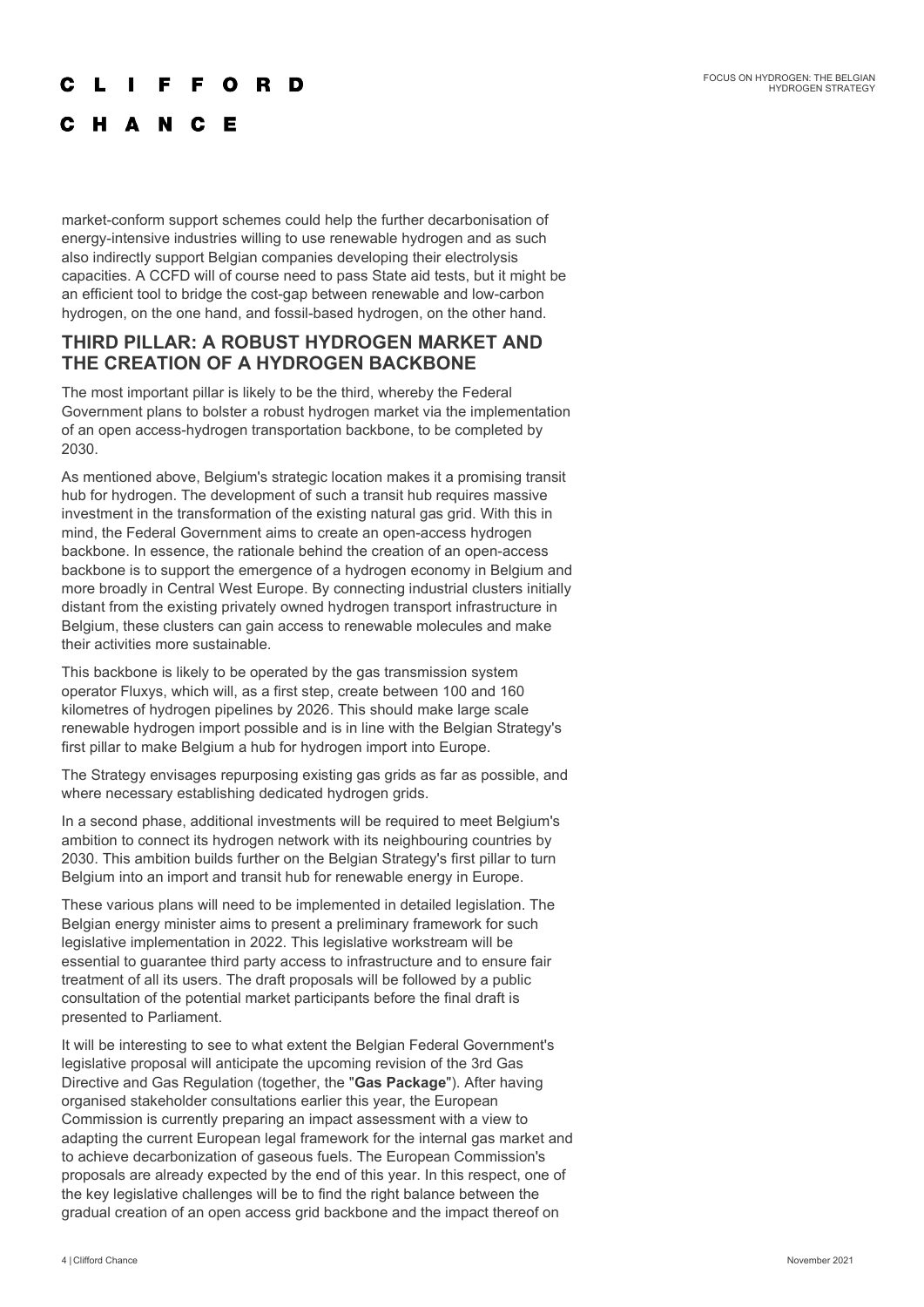market-conform support schemes could help the further decarbonisation of energy-intensive industries willing to use renewable hydrogen and as such also indirectly support Belgian companies developing their electrolysis capacities. A CCFD will of course need to pass State aid tests, but it might be an efficient tool to bridge the cost-gap between renewable and low-carbon hydrogen, on the one hand, and fossil-based hydrogen, on the other hand.

## THIRD PILLAR: A ROBUST HYDROGEN MARKET AND THE CREATION OF A HYDROGEN BACKBONE

The most important pillar is likely to be the third, whereby the Federal Government plans to bolster a robust hydrogen market via the implementation of an open access-hydrogen transportation backbone, to be completed by 2030.

As mentioned above, Belgium's strategic location makes it a promising transit hub for hydrogen. The development of such a transit hub requires massive investment in the transformation of the existing natural gas grid. With this in mind, the Federal Government aims to create an open-access hydrogen backbone. In essence, the rationale behind the creation of an open-access backbone is to support the emergence of a hydrogen economy in Belgium and more broadly in Central West Europe. By connecting industrial clusters initially distant from the existing privately owned hydrogen transport infrastructure in Belgium, these clusters can gain access to renewable molecules and make their activities more sustainable.

This backbone is likely to be operated by the gas transmission system operator Fluxys, which will, as a first step, create between 100 and 160 kilometres of hydrogen pipelines by 2026. This should make large scale renewable hydrogen import possible and is in line with the Belgian Strategy's first pillar to make Belgium a hub for hydrogen import into Europe.

The Strategy envisages repurposing existing gas grids as far as possible, and where necessary establishing dedicated hydrogen grids.

In a second phase, additional investments will be required to meet Belgium's ambition to connect its hydrogen network with its neighbouring countries by 2030. This ambition builds further on the Belgian Strategy's first pillar to turn Belgium into an import and transit hub for renewable energy in Europe.

These various plans will need to be implemented in detailed legislation. The Belgian energy minister aims to present a preliminary framework for such legislative implementation in 2022. This legislative workstream will be essential to guarantee third party access to infrastructure and to ensure fair treatment of all its users. The draft proposals will be followed by a public consultation of the potential market participants before the final draft is presented to Parliament.

It will be interesting to see to what extent the Belgian Federal Government's legislative proposal will anticipate the upcoming revision of the 3rd Gas Directive and Gas Regulation (together, the "**Gas Package**"). After having organised stakeholder consultations earlier this year, the European Commission is currently preparing an impact assessment with a view to adapting the current European legal framework for the internal gas market and to achieve decarbonization of gaseous fuels. The European Commission's proposals are already expected by the end of this year. In this respect, one of the key legislative challenges will be to find the right balance between the gradual creation of an open access grid backbone and the impact thereof on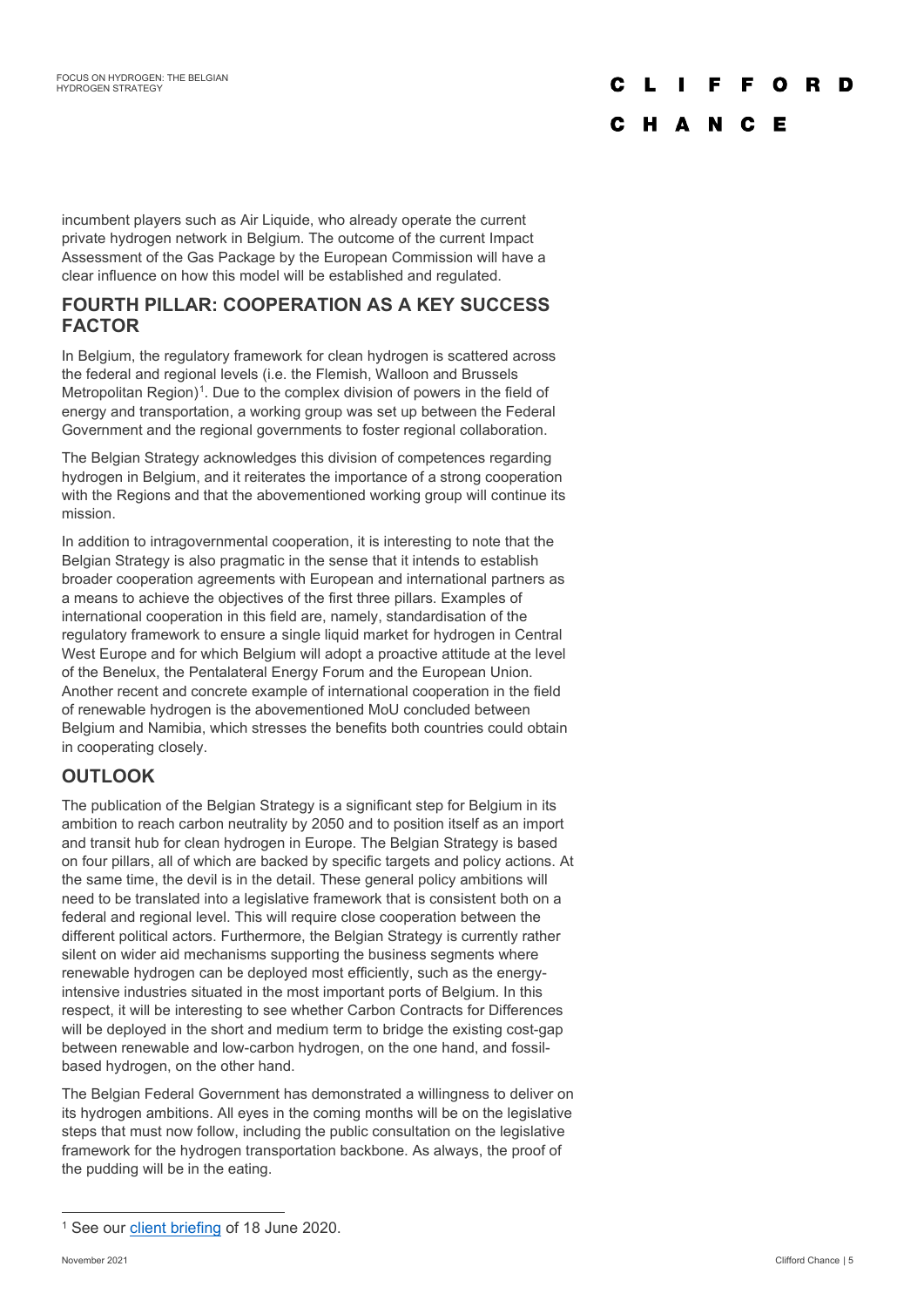incumbent players such as Air Liquide, who already operate the current private hydrogen network in Belgium. The outcome of the current Impact Assessment of the Gas Package by the European Commission will have a clear influence on how this model will be established and regulated.

## FOURTH PILLAR: COOPERATION AS A KEY SUCCESS FACTOR

In Belgium, the regulatory framework for clean hydrogen is scattered across the federal and regional levels (i.e. the Flemish, Walloon and Brussels Metropolitan Region)[1]. Due to the complex division of powers in the field of energy and transportation, a working group was set up between the Federal Government and the regional governments to foster regional collaboration.

The Belgian Strategy acknowledges this division of competences regarding hydrogen in Belgium, and it reiterates the importance of a strong cooperation with the Regions and that the abovementioned working group will continue its mission.

In addition to intragovernmental cooperation, it is interesting to note that the Belgian Strategy is also pragmatic in the sense that it intends to establish broader cooperation agreements with European and international partners as a means to achieve the objectives of the first three pillars. Examples of international cooperation in this field are, namely, standardisation of the regulatory framework to ensure a single liquid market for hydrogen in Central West Europe and for which Belgium will adopt a proactive attitude at the level of the Benelux, the Pentalateral Energy Forum and the European Union. Another recent and concrete example of international cooperation in the field of renewable hydrogen is the abovementioned MoU concluded between Belgium and Namibia, which stresses the benefits both countries could obtain in cooperating closely.

## OUTLOOK

The publication of the Belgian Strategy is a significant step for Belgium in its ambition to reach carbon neutrality by 2050 and to position itself as an import and transit hub for clean hydrogen in Europe. The Belgian Strategy is based on four pillars, all of which are backed by specific targets and policy actions. At the same time, the devil is in the detail. These general policy ambitions will need to be translated into a legislative framework that is consistent both on a federal and regional level. This will require close cooperation between the different political actors. Furthermore, the Belgian Strategy is currently rather silent on wider aid mechanisms supporting the business segments where renewable hydrogen can be deployed most efficiently, such as the energy-intensive industries situated in the most important ports of Belgium. In this respect, it will be interesting to see whether Carbon Contracts for Differences will be deployed in the short and medium term to bridge the existing cost-gap between renewable and low-carbon hydrogen, on the one hand, and fossil-based hydrogen, on the other hand.

The Belgian Federal Government has demonstrated a willingness to deliver on its hydrogen ambitions. All eyes in the coming months will be on the legislative steps that must now follow, including the public consultation on the legislative framework for the hydrogen transportation backbone. As always, the proof of the pudding will be in the eating.

---

[1] See our client briefing of 18 June 2020.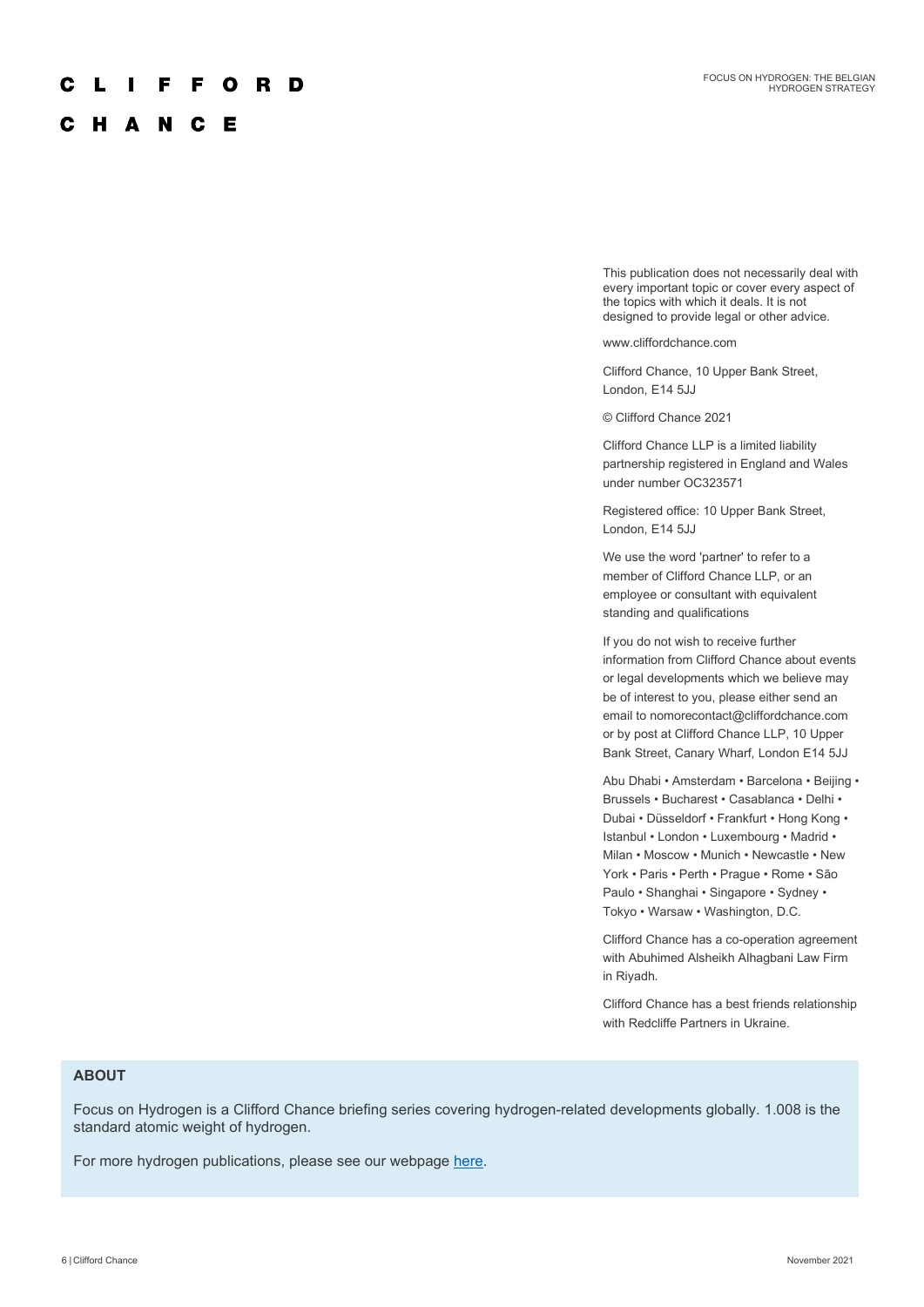This publication does not necessarily deal with every important topic or cover every aspect of the topics with which it deals. It is not designed to provide legal or other advice.

www.cliffordchance.com

Clifford Chance, 10 Upper Bank Street, London, E14 5JJ

© Clifford Chance 2021

Clifford Chance LLP is a limited liability partnership registered in England and Wales under number OC323571

Registered office: 10 Upper Bank Street, London, E14 5JJ

We use the word 'partner' to refer to a member of Clifford Chance LLP, or an employee or consultant with equivalent standing and qualifications

If you do not wish to receive further information from Clifford Chance about events or legal developments which we believe may be of interest to you, please either send an email to nomorecontact@cliffordchance.com or by post at Clifford Chance LLP, 10 Upper Bank Street, Canary Wharf, London E14 5JJ

Abu Dhabi • Amsterdam • Barcelona • Beijing • Brussels • Bucharest • Casablanca • Delhi • Dubai • Düsseldorf • Frankfurt • Hong Kong • Istanbul • London • Luxembourg • Madrid • Milan • Moscow • Munich • Newcastle • New York • Paris • Perth • Prague • Rome • São Paulo • Shanghai • Singapore • Sydney • Tokyo • Warsaw • Washington, D.C.

Clifford Chance has a co-operation agreement with Abuhimed Alsheikh Alhagbani Law Firm in Riyadh.

Clifford Chance has a best friends relationship with Redcliffe Partners in Ukraine.

**ABOUT**

Focus on Hydrogen is a Clifford Chance briefing series covering hydrogen-related developments globally. 1.008 is the standard atomic weight of hydrogen.

For more hydrogen publications, please see our webpage here.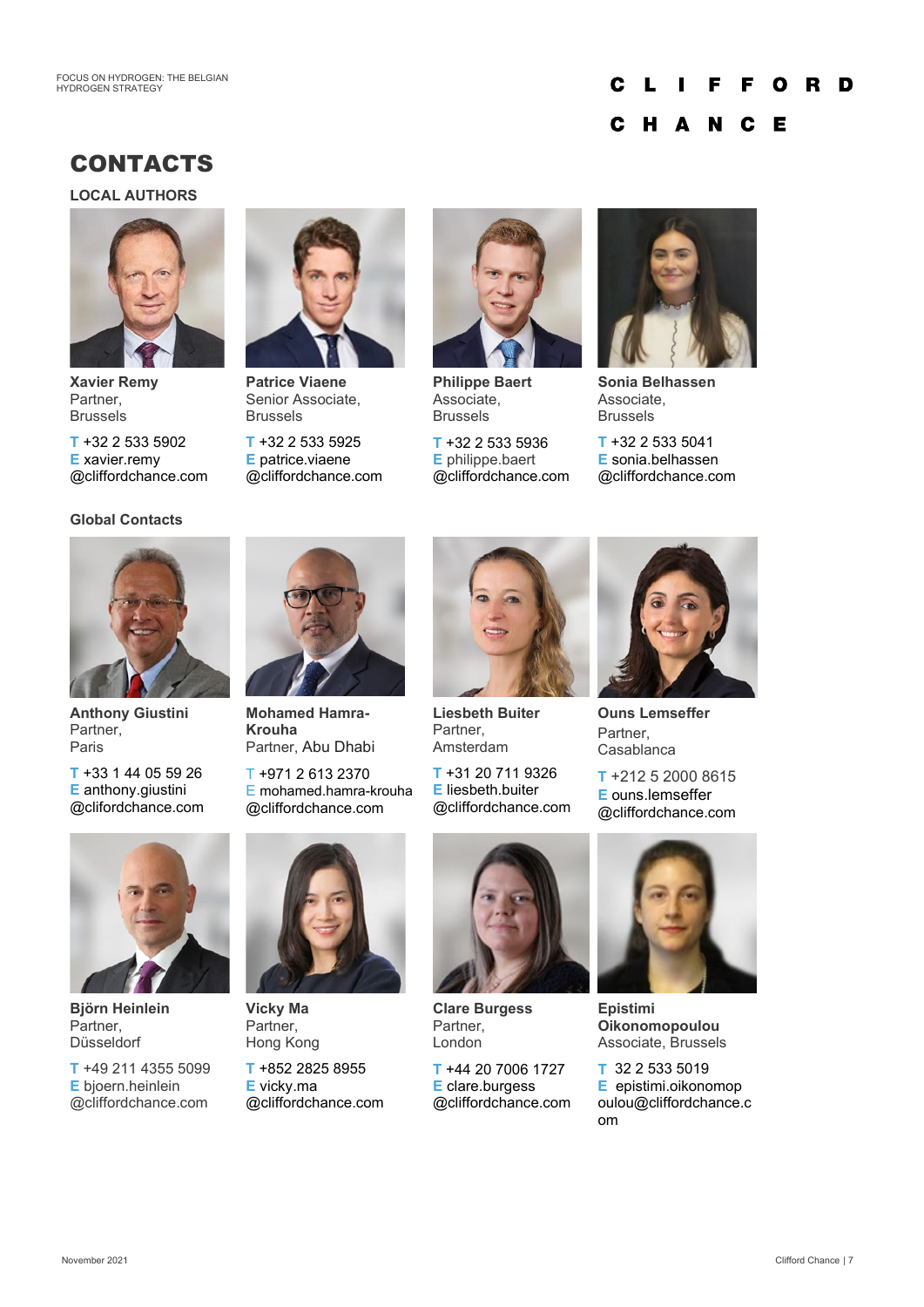# CONTACTS

## LOCAL AUTHORS

**Xavier Remy**
Partner,
Brussels

T +32 2 533 5902
E xavier.remy@cliffordchance.com

**Patrice Viaene**
Senior Associate,
Brussels

T +32 2 533 5925
E patrice.viaene@cliffordchance.com

**Philippe Baert**
Associate,
Brussels

T +32 2 533 5936
E philippe.baert@cliffordchance.com

**Sonia Belhassen**
Associate,
Brussels

T +32 2 533 5041
E sonia.belhassen@cliffordchance.com

## Global Contacts

**Anthony Giustini**
Partner,
Paris

T +33 1 44 05 59 26
E anthony.giustini@clifordchance.com

**Mohamed Hamra-Krouha**
Partner, Abu Dhabi

T +971 2 613 2370
E mohamed.hamra-krouha@cliffordchance.com

**Liesbeth Buiter**
Partner,
Amsterdam

T +31 20 711 9326
E liesbeth.buiter@cliffordchance.com

**Ouns Lemseffer**
Partner,
Casablanca

T +212 5 2000 8615
E ouns.lemseffer@cliffordchance.com

**Björn Heinlein**
Partner,
Düsseldorf

T +49 211 4355 5099
E bjoern.heinlein@cliffordchance.com

**Vicky Ma**
Partner,
Hong Kong

T +852 2825 8955
E vicky.ma@cliffordchance.com

**Clare Burgess**
Partner,
London

T +44 20 7006 1727
E clare.burgess@cliffordchance.com

**Epistimi Oikonomopoulou**
Associate, Brussels

T 32 2 533 5019
E epistimi.oikonomopoulou@cliffordchance.com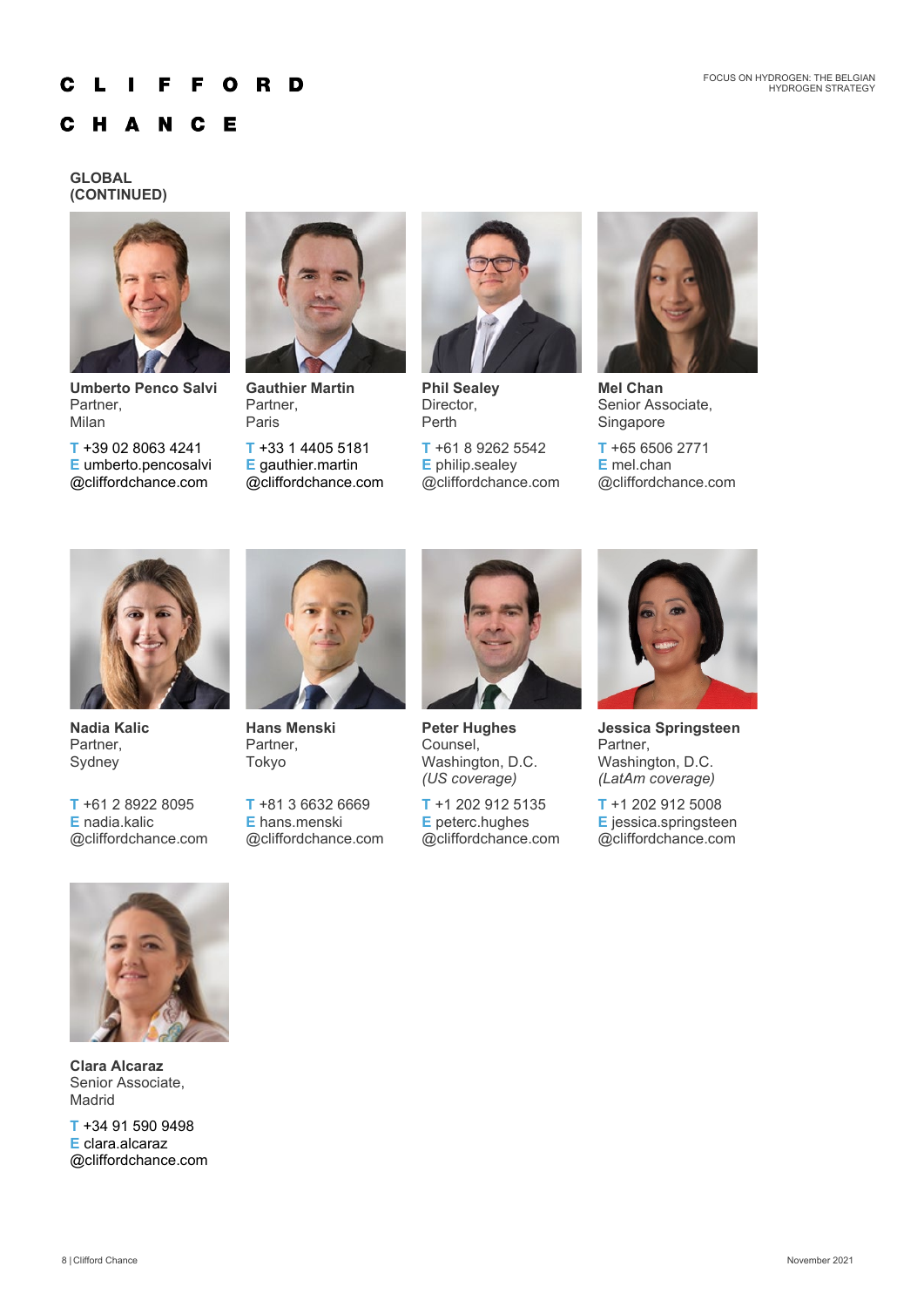## GLOBAL (CONTINUED)

**Umberto Penco Salvi**
Partner,
Milan

T +39 02 8063 4241
E umberto.pencosalvi
@cliffordchance.com

**Gauthier Martin**
Partner,
Paris

T +33 1 4405 5181
E gauthier.martin
@cliffordchance.com

**Phil Sealey**
Director,
Perth

T +61 8 9262 5542
E philip.sealey
@cliffordchance.com

**Mel Chan**
Senior Associate,
Singapore

T +65 6506 2771
E mel.chan
@cliffordchance.com

**Nadia Kalic**
Partner,
Sydney

T +61 2 8922 8095
E nadia.kalic
@cliffordchance.com

**Hans Menski**
Partner,
Tokyo

T +81 3 6632 6669
E hans.menski
@cliffordchance.com

**Peter Hughes**
Counsel,
Washington, D.C.
*(US coverage)*

T +1 202 912 5135
E peterc.hughes
@cliffordchance.com

**Jessica Springsteen**
Partner,
Washington, D.C.
*(LatAm coverage)*

T +1 202 912 5008
E jessica.springsteen
@cliffordchance.com

**Clara Alcaraz**
Senior Associate,
Madrid

T +34 91 590 9498
E clara.alcaraz
@cliffordchance.com